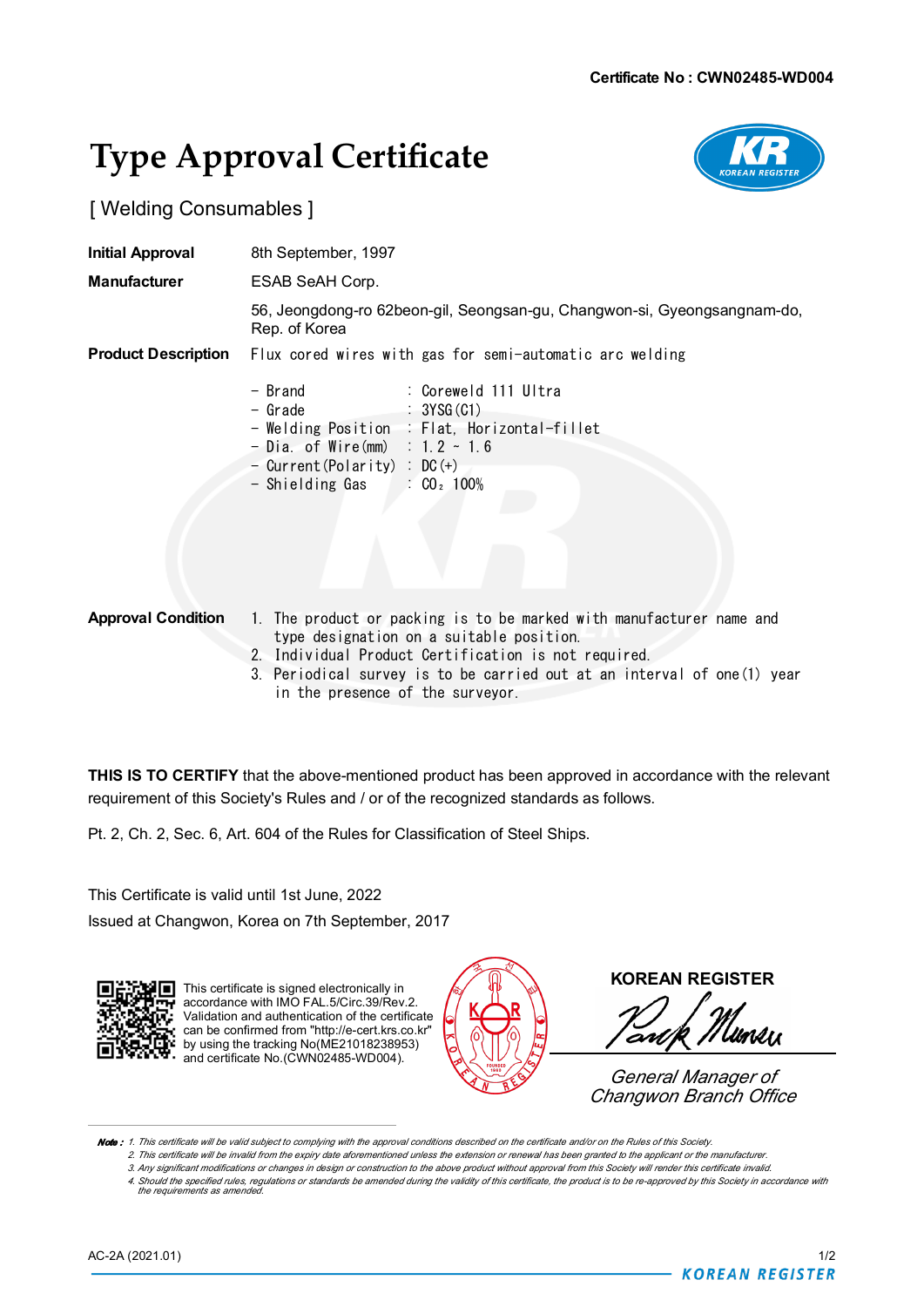Certificate No : CWN02485-WD004

# Type Approval Certificate

[ Welding Consumables ]

**Initial Approval** 8th September, 1997

**Manufacturer** ESAB SeAH Corp.

56, Jeongdong-ro 62beon-gil, Seongsan-gu, Changwon-si, Gyeongsangnam-do, Rep. of Korea

**Product Description** Flux cored wires with gas for semi-automatic arc welding

- Brand : Coreweld 111 Ultra
- Grade : 3YSG(C1)
- Welding Position : Flat, Horizontal-fillet
- Dia. of Wire(mm) : 1.2 ~ 1.6
- Current(Polarity) : DC(+)
- Shielding Gas : $CO_2$ 100%

**Approval Condition**

1. The product or packing is to be marked with manufacturer name and type designation on a suitable position.
2. Individual Product Certification is not required.
3. Periodical survey is to be carried out at an interval of one(1) year in the presence of the surveyor.

**THIS IS TO CERTIFY** that the above-mentioned product has been approved in accordance with the relevant requirement of this Society's Rules and / or of the recognized standards as follows.

Pt. 2, Ch. 2, Sec. 6, Art. 604 of the Rules for Classification of Steel Ships.

This Certificate is valid until 1st June, 2022

Issued at Changwon, Korea on 7th September, 2017

This certificate is signed electronically in accordance with IMO FAL.5/Circ.39/Rev.2. Validation and authentication of the certificate can be confirmed from "http://e-cert.krs.co.kr" by using the tracking No(ME21018238953) and certificate No.(CWN02485-WD004).

**KOREAN REGISTER**

*General Manager of Changwon Branch Office*

***Note :*** *1. This certificate will be valid subject to complying with the approval conditions described on the certificate and/or on the Rules of this Society.*
*2. This certificate will be invalid from the expiry date aforementioned unless the extension or renewal has been granted to the applicant or the manufacturer.*
*3. Any significant modifications or changes in design or construction to the above product without approval from this Society will render this certificate invalid.*
*4. Should the specified rules, regulations or standards be amended during the validity of this certificate, the product is to be re-approved by this Society in accordance with the requirements as amended.*

AC-2A (2021.01)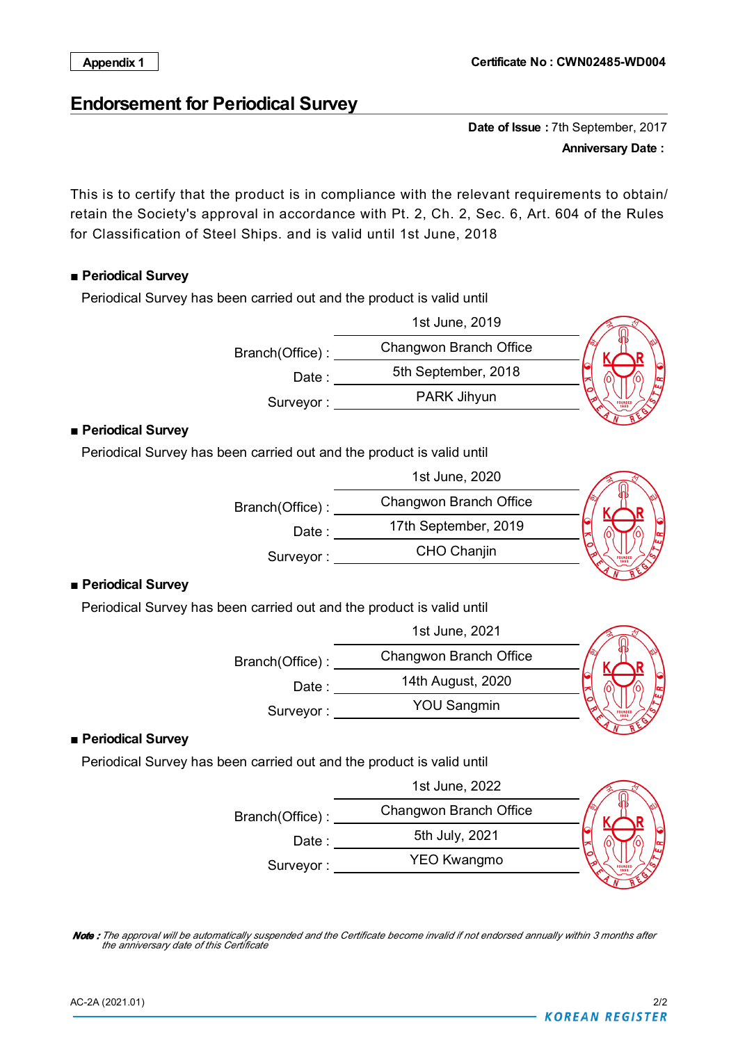Appendix 1

Certificate No : CWN02485-WD004

## Endorsement for Periodical Survey

**Date of Issue :** 7th September, 2017

**Anniversary Date :**

This is to certify that the product is in compliance with the relevant requirements to obtain/ retain the Society's approval in accordance with Pt. 2, Ch. 2, Sec. 6, Art. 604 of the Rules for Classification of Steel Ships. and is valid until 1st June, 2018

■ **Periodical Survey**

Periodical Survey has been carried out and the product is valid until

1st June, 2019

Branch(Office) : Changwon Branch Office

Date : 5th September, 2018

Surveyor : PARK Jihyun

■ **Periodical Survey**

Periodical Survey has been carried out and the product is valid until

1st June, 2020

Branch(Office) : Changwon Branch Office

Date : 17th September, 2019

Surveyor : CHO Chanjin

■ **Periodical Survey**

Periodical Survey has been carried out and the product is valid until

1st June, 2021

Branch(Office) : Changwon Branch Office

Date : 14th August, 2020

Surveyor : YOU Sangmin

■ **Periodical Survey**

Periodical Survey has been carried out and the product is valid until

1st June, 2022

Branch(Office) : Changwon Branch Office

Date : 5th July, 2021

Surveyor : YEO Kwangmo

***Note :*** *The approval will be automatically suspended and the Certificate become invalid if not endorsed annually within 3 months after the anniversary date of this Certificate*

AC-2A (2021.01)